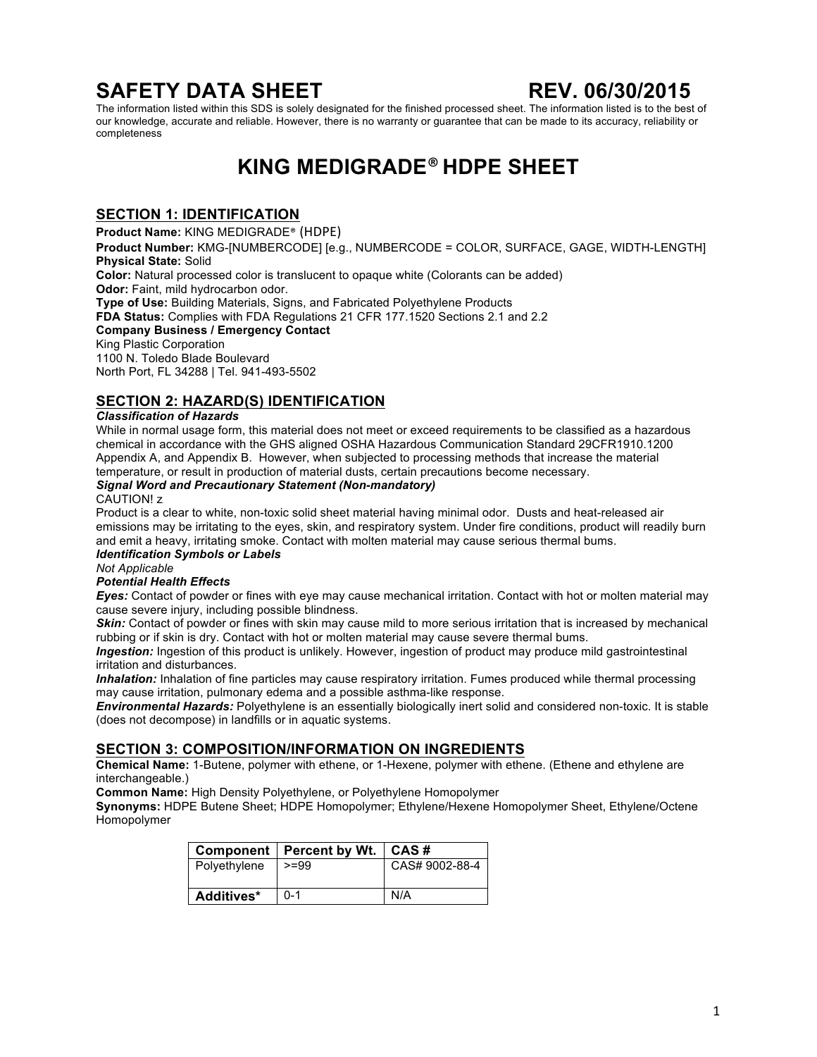# SAFETY DATA SHEET REV. 06/30/2015

The information listed within this SDS is solely designated for the finished processed sheet. The information listed is to the best of our knowledge, accurate and reliable. However, there is no warranty or guarantee that can be made to its accuracy, reliability or completeness

# KING MEDIGRADE® HDPE SHEET

## SECTION 1: IDENTIFICATION

**Product Name:** KING MEDIGRADE® (HDPE)
**Product Number:** KMG-[NUMBERCODE] [e.g., NUMBERCODE = COLOR, SURFACE, GAGE, WIDTH-LENGTH]
**Physical State:** Solid
**Color:** Natural processed color is translucent to opaque white (Colorants can be added)
**Odor:** Faint, mild hydrocarbon odor.
**Type of Use:** Building Materials, Signs, and Fabricated Polyethylene Products
**FDA Status:** Complies with FDA Regulations 21 CFR 177.1520 Sections 2.1 and 2.2
**Company Business / Emergency Contact**
King Plastic Corporation
1100 N. Toledo Blade Boulevard
North Port, FL 34288 | Tel. 941-493-5502

## SECTION 2: HAZARD(S) IDENTIFICATION

***Classification of Hazards***

While in normal usage form, this material does not meet or exceed requirements to be classified as a hazardous chemical in accordance with the GHS aligned OSHA Hazardous Communication Standard 29CFR1910.1200 Appendix A, and Appendix B. However, when subjected to processing methods that increase the material temperature, or result in production of material dusts, certain precautions become necessary.

***Signal Word and Precautionary Statement (Non-mandatory)***

CAUTION! z

Product is a clear to white, non-toxic solid sheet material having minimal odor. Dusts and heat-released air emissions may be irritating to the eyes, skin, and respiratory system. Under fire conditions, product will readily burn and emit a heavy, irritating smoke. Contact with molten material may cause serious thermal bums.

***Identification Symbols or Labels***

*Not Applicable*

***Potential Health Effects***

***Eyes:*** Contact of powder or fines with eye may cause mechanical irritation. Contact with hot or molten material may cause severe injury, including possible blindness.

***Skin:*** Contact of powder or fines with skin may cause mild to more serious irritation that is increased by mechanical rubbing or if skin is dry. Contact with hot or molten material may cause severe thermal bums.

***Ingestion:*** Ingestion of this product is unlikely. However, ingestion of product may produce mild gastrointestinal irritation and disturbances.

***Inhalation:*** Inhalation of fine particles may cause respiratory irritation. Fumes produced while thermal processing may cause irritation, pulmonary edema and a possible asthma-like response.

***Environmental Hazards:*** Polyethylene is an essentially biologically inert solid and considered non-toxic. It is stable (does not decompose) in landfills or in aquatic systems.

## SECTION 3: COMPOSITION/INFORMATION ON INGREDIENTS

**Chemical Name:** 1-Butene, polymer with ethene, or 1-Hexene, polymer with ethene. (Ethene and ethylene are interchangeable.)
**Common Name:** High Density Polyethylene, or Polyethylene Homopolymer
**Synonyms:** HDPE Butene Sheet; HDPE Homopolymer; Ethylene/Hexene Homopolymer Sheet, Ethylene/Octene Homopolymer

| Component | Percent by Wt. | CAS # |
|---|---|---|
| Polyethylene | >=99 | CAS# 9002-88-4 |
| **Additives*** | 0-1 | N/A |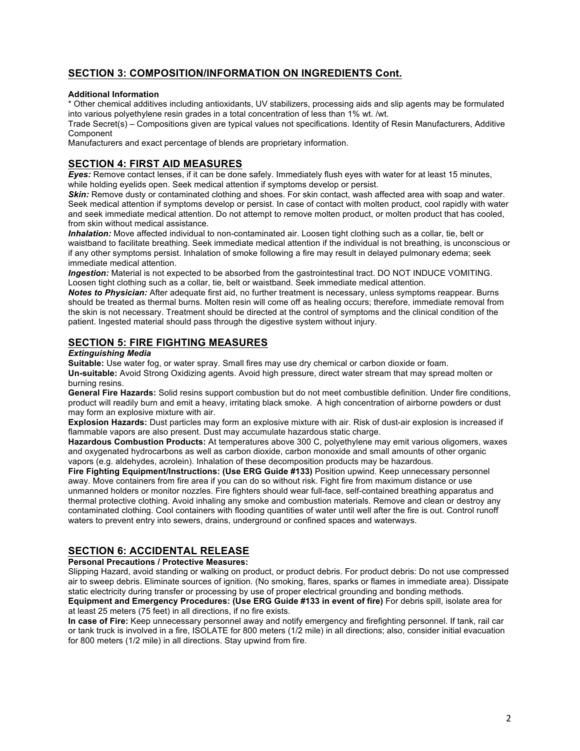## SECTION 3: COMPOSITION/INFORMATION ON INGREDIENTS Cont.

**Additional Information**

* Other chemical additives including antioxidants, UV stabilizers, processing aids and slip agents may be formulated into various polyethylene resin grades in a total concentration of less than 1% wt. /wt.

Trade Secret(s) – Compositions given are typical values not specifications. Identity of Resin Manufacturers, Additive Component

Manufacturers and exact percentage of blends are proprietary information.

## SECTION 4: FIRST AID MEASURES

***Eyes:*** Remove contact lenses, if it can be done safely. Immediately flush eyes with water for at least 15 minutes, while holding eyelids open. Seek medical attention if symptoms develop or persist.

***Skin:*** Remove dusty or contaminated clothing and shoes. For skin contact, wash affected area with soap and water. Seek medical attention if symptoms develop or persist. In case of contact with molten product, cool rapidly with water and seek immediate medical attention. Do not attempt to remove molten product, or molten product that has cooled, from skin without medical assistance.

***Inhalation:*** Move affected individual to non-contaminated air. Loosen tight clothing such as a collar, tie, belt or waistband to facilitate breathing. Seek immediate medical attention if the individual is not breathing, is unconscious or if any other symptoms persist. Inhalation of smoke following a fire may result in delayed pulmonary edema; seek immediate medical attention.

***Ingestion:*** Material is not expected to be absorbed from the gastrointestinal tract. DO NOT INDUCE VOMITING. Loosen tight clothing such as a collar, tie, belt or waistband. Seek immediate medical attention.

***Notes to Physician:*** After adequate first aid, no further treatment is necessary, unless symptoms reappear. Burns should be treated as thermal burns. Molten resin will come off as healing occurs; therefore, immediate removal from the skin is not necessary. Treatment should be directed at the control of symptoms and the clinical condition of the patient. Ingested material should pass through the digestive system without injury.

## SECTION 5: FIRE FIGHTING MEASURES

***Extinguishing Media***

**Suitable:** Use water fog, or water spray. Small fires may use dry chemical or carbon dioxide or foam.

**Un-suitable:** Avoid Strong Oxidizing agents. Avoid high pressure, direct water stream that may spread molten or burning resins.

**General Fire Hazards:** Solid resins support combustion but do not meet combustible definition. Under fire conditions, product will readily burn and emit a heavy, irritating black smoke. A high concentration of airborne powders or dust may form an explosive mixture with air.

**Explosion Hazards:** Dust particles may form an explosive mixture with air. Risk of dust-air explosion is increased if flammable vapors are also present. Dust may accumulate hazardous static charge.

**Hazardous Combustion Products:** At temperatures above 300 C, polyethylene may emit various oligomers, waxes and oxygenated hydrocarbons as well as carbon dioxide, carbon monoxide and small amounts of other organic vapors (e.g. aldehydes, acrolein). Inhalation of these decomposition products may be hazardous.

**Fire Fighting Equipment/Instructions: (Use ERG Guide #133)** Position upwind. Keep unnecessary personnel away. Move containers from fire area if you can do so without risk. Fight fire from maximum distance or use unmanned holders or monitor nozzles. Fire fighters should wear full-face, self-contained breathing apparatus and thermal protective clothing. Avoid inhaling any smoke and combustion materials. Remove and clean or destroy any contaminated clothing. Cool containers with flooding quantities of water until well after the fire is out. Control runoff waters to prevent entry into sewers, drains, underground or confined spaces and waterways.

## SECTION 6: ACCIDENTAL RELEASE

**Personal Precautions / Protective Measures:**

Slipping Hazard, avoid standing or walking on product, or product debris. For product debris: Do not use compressed air to sweep debris. Eliminate sources of ignition. (No smoking, flares, sparks or flames in immediate area). Dissipate static electricity during transfer or processing by use of proper electrical grounding and bonding methods.

**Equipment and Emergency Procedures: (Use ERG Guide #133 in event of fire)** For debris spill, isolate area for at least 25 meters (75 feet) in all directions, if no fire exists.

**In case of Fire:** Keep unnecessary personnel away and notify emergency and firefighting personnel. If tank, rail car or tank truck is involved in a fire, ISOLATE for 800 meters (1/2 mile) in all directions; also, consider initial evacuation for 800 meters (1/2 mile) in all directions. Stay upwind from fire.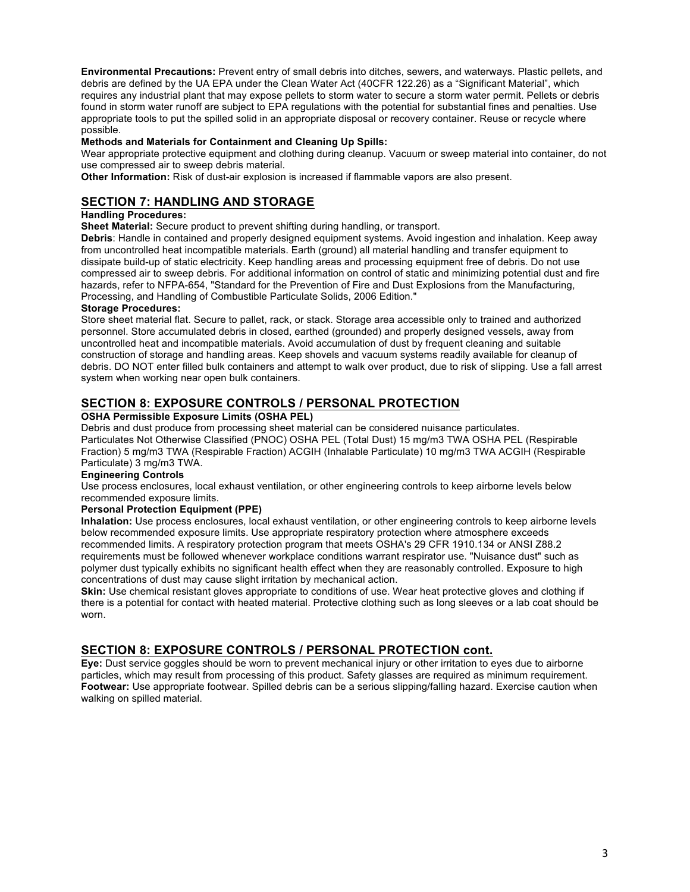**Environmental Precautions:** Prevent entry of small debris into ditches, sewers, and waterways. Plastic pellets, and debris are defined by the UA EPA under the Clean Water Act (40CFR 122.26) as a “Significant Material”, which requires any industrial plant that may expose pellets to storm water to secure a storm water permit. Pellets or debris found in storm water runoff are subject to EPA regulations with the potential for substantial fines and penalties. Use appropriate tools to put the spilled solid in an appropriate disposal or recovery container. Reuse or recycle where possible.

**Methods and Materials for Containment and Cleaning Up Spills:**
Wear appropriate protective equipment and clothing during cleanup. Vacuum or sweep material into container, do not use compressed air to sweep debris material.

**Other Information:** Risk of dust-air explosion is increased if flammable vapors are also present.

## SECTION 7: HANDLING AND STORAGE

**Handling Procedures:**

**Sheet Material:** Secure product to prevent shifting during handling, or transport.

**Debris**: Handle in contained and properly designed equipment systems. Avoid ingestion and inhalation. Keep away from uncontrolled heat incompatible materials. Earth (ground) all material handling and transfer equipment to dissipate build-up of static electricity. Keep handling areas and processing equipment free of debris. Do not use compressed air to sweep debris. For additional information on control of static and minimizing potential dust and fire hazards, refer to NFPA-654, "Standard for the Prevention of Fire and Dust Explosions from the Manufacturing, Processing, and Handling of Combustible Particulate Solids, 2006 Edition."

**Storage Procedures:**
Store sheet material flat. Secure to pallet, rack, or stack. Storage area accessible only to trained and authorized personnel. Store accumulated debris in closed, earthed (grounded) and properly designed vessels, away from uncontrolled heat and incompatible materials. Avoid accumulation of dust by frequent cleaning and suitable construction of storage and handling areas. Keep shovels and vacuum systems readily available for cleanup of debris. DO NOT enter filled bulk containers and attempt to walk over product, due to risk of slipping. Use a fall arrest system when working near open bulk containers.

## SECTION 8: EXPOSURE CONTROLS / PERSONAL PROTECTION

**OSHA Permissible Exposure Limits (OSHA PEL)**
Debris and dust produce from processing sheet material can be considered nuisance particulates.
Particulates Not Otherwise Classified (PNOC) OSHA PEL (Total Dust) 15 mg/m3 TWA OSHA PEL (Respirable Fraction) 5 mg/m3 TWA (Respirable Fraction) ACGIH (Inhalable Particulate) 10 mg/m3 TWA ACGIH (Respirable Particulate) 3 mg/m3 TWA.

**Engineering Controls**
Use process enclosures, local exhaust ventilation, or other engineering controls to keep airborne levels below recommended exposure limits.

**Personal Protection Equipment (PPE)**

**Inhalation:** Use process enclosures, local exhaust ventilation, or other engineering controls to keep airborne levels below recommended exposure limits. Use appropriate respiratory protection where atmosphere exceeds recommended limits. A respiratory protection program that meets OSHA's 29 CFR 1910.134 or ANSI Z88.2 requirements must be followed whenever workplace conditions warrant respirator use. "Nuisance dust" such as polymer dust typically exhibits no significant health effect when they are reasonably controlled. Exposure to high concentrations of dust may cause slight irritation by mechanical action.

**Skin:** Use chemical resistant gloves appropriate to conditions of use. Wear heat protective gloves and clothing if there is a potential for contact with heated material. Protective clothing such as long sleeves or a lab coat should be worn.

## SECTION 8: EXPOSURE CONTROLS / PERSONAL PROTECTION cont.

**Eye:** Dust service goggles should be worn to prevent mechanical injury or other irritation to eyes due to airborne particles, which may result from processing of this product. Safety glasses are required as minimum requirement.

**Footwear:** Use appropriate footwear. Spilled debris can be a serious slipping/falling hazard. Exercise caution when walking on spilled material.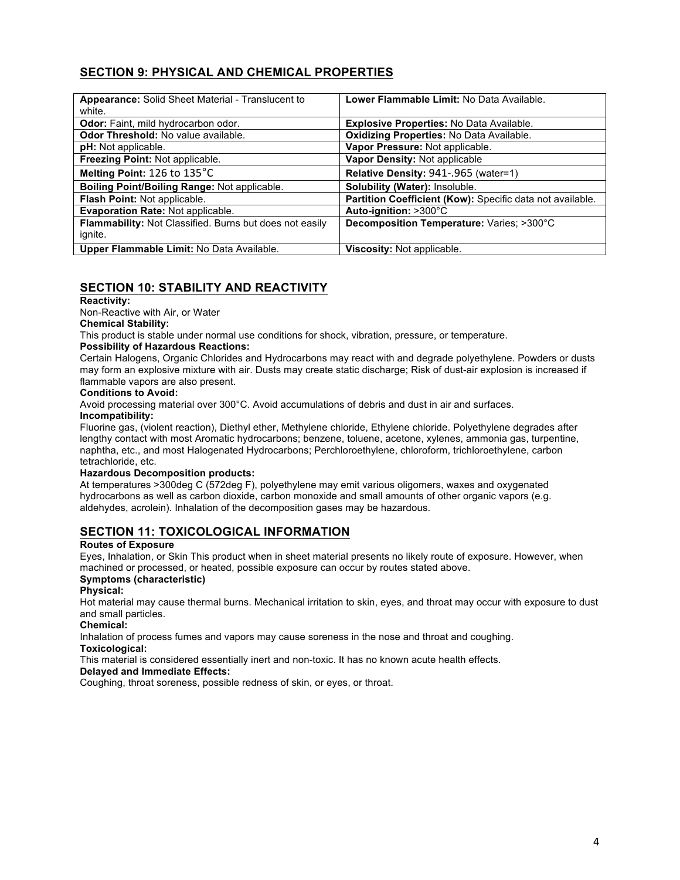## SECTION 9: PHYSICAL AND CHEMICAL PROPERTIES

| | |
|---|---|
| **Appearance:** Solid Sheet Material - Translucent to white. | **Lower Flammable Limit:** No Data Available. |
| **Odor:** Faint, mild hydrocarbon odor. | **Explosive Properties:** No Data Available. |
| **Odor Threshold:** No value available. | **Oxidizing Properties:** No Data Available. |
| **pH:** Not applicable. | **Vapor Pressure:** Not applicable. |
| **Freezing Point:** Not applicable. | **Vapor Density:** Not applicable |
| **Melting Point:** 126 to 135°C | **Relative Density:** 941-.965 (water=1) |
| **Boiling Point/Boiling Range:** Not applicable. | **Solubility (Water):** Insoluble. |
| **Flash Point:** Not applicable. | **Partition Coefficient (Kow):** Specific data not available. |
| **Evaporation Rate:** Not applicable. | **Auto-ignition:** >300°C |
| **Flammability:** Not Classified. Burns but does not easily ignite. | **Decomposition Temperature:** Varies; >300°C |
| **Upper Flammable Limit:** No Data Available. | **Viscosity:** Not applicable. |

## SECTION 10: STABILITY AND REACTIVITY

**Reactivity:**
Non-Reactive with Air, or Water

**Chemical Stability:**
This product is stable under normal use conditions for shock, vibration, pressure, or temperature.

**Possibility of Hazardous Reactions:**
Certain Halogens, Organic Chlorides and Hydrocarbons may react with and degrade polyethylene. Powders or dusts may form an explosive mixture with air. Dusts may create static discharge; Risk of dust-air explosion is increased if flammable vapors are also present.

**Conditions to Avoid:**
Avoid processing material over 300°C. Avoid accumulations of debris and dust in air and surfaces.

**Incompatibility:**
Fluorine gas, (violent reaction), Diethyl ether, Methylene chloride, Ethylene chloride. Polyethylene degrades after lengthy contact with most Aromatic hydrocarbons; benzene, toluene, acetone, xylenes, ammonia gas, turpentine, naphtha, etc., and most Halogenated Hydrocarbons; Perchloroethylene, chloroform, trichloroethylene, carbon tetrachloride, etc.

**Hazardous Decomposition products:**
At temperatures >300deg C (572deg F), polyethylene may emit various oligomers, waxes and oxygenated hydrocarbons as well as carbon dioxide, carbon monoxide and small amounts of other organic vapors (e.g. aldehydes, acrolein). Inhalation of the decomposition gases may be hazardous.

## SECTION 11: TOXICOLOGICAL INFORMATION

**Routes of Exposure**
Eyes, Inhalation, or Skin This product when in sheet material presents no likely route of exposure. However, when machined or processed, or heated, possible exposure can occur by routes stated above.

**Symptoms (characteristic)**

**Physical:**
Hot material may cause thermal burns. Mechanical irritation to skin, eyes, and throat may occur with exposure to dust and small particles.

**Chemical:**
Inhalation of process fumes and vapors may cause soreness in the nose and throat and coughing.

**Toxicological:**
This material is considered essentially inert and non-toxic. It has no known acute health effects.

**Delayed and Immediate Effects:**
Coughing, throat soreness, possible redness of skin, or eyes, or throat.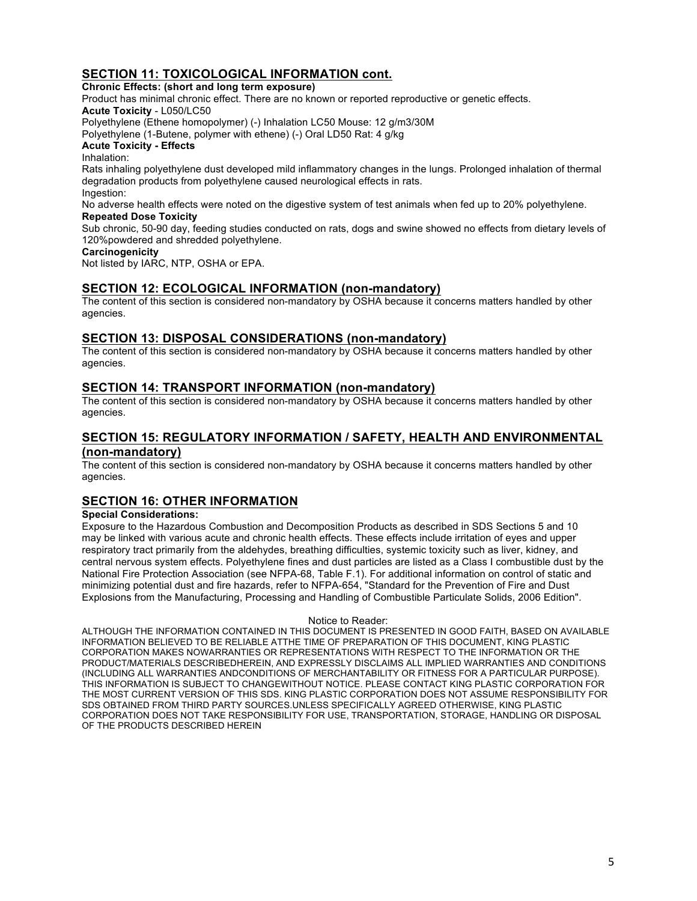## SECTION 11: TOXICOLOGICAL INFORMATION cont.

**Chronic Effects: (short and long term exposure)**

Product has minimal chronic effect. There are no known or reported reproductive or genetic effects.

**Acute Toxicity** - L050/LC50

Polyethylene (Ethene homopolymer) (-) Inhalation LC50 Mouse: 12 g/m3/30M

Polyethylene (1-Butene, polymer with ethene) (-) Oral LD50 Rat: 4 g/kg

**Acute Toxicity - Effects**

Inhalation:

Rats inhaling polyethylene dust developed mild inflammatory changes in the lungs. Prolonged inhalation of thermal degradation products from polyethylene caused neurological effects in rats.

Ingestion:

No adverse health effects were noted on the digestive system of test animals when fed up to 20% polyethylene.

**Repeated Dose Toxicity**

Sub chronic, 50-90 day, feeding studies conducted on rats, dogs and swine showed no effects from dietary levels of 120%powdered and shredded polyethylene.

**Carcinogenicity**

Not listed by IARC, NTP, OSHA or EPA.

## SECTION 12: ECOLOGICAL INFORMATION (non-mandatory)

The content of this section is considered non-mandatory by OSHA because it concerns matters handled by other agencies.

## SECTION 13: DISPOSAL CONSIDERATIONS (non-mandatory)

The content of this section is considered non-mandatory by OSHA because it concerns matters handled by other agencies.

## SECTION 14: TRANSPORT INFORMATION (non-mandatory)

The content of this section is considered non-mandatory by OSHA because it concerns matters handled by other agencies.

## SECTION 15: REGULATORY INFORMATION / SAFETY, HEALTH AND ENVIRONMENTAL (non-mandatory)

The content of this section is considered non-mandatory by OSHA because it concerns matters handled by other agencies.

## SECTION 16: OTHER INFORMATION

**Special Considerations:**

Exposure to the Hazardous Combustion and Decomposition Products as described in SDS Sections 5 and 10 may be linked with various acute and chronic health effects. These effects include irritation of eyes and upper respiratory tract primarily from the aldehydes, breathing difficulties, systemic toxicity such as liver, kidney, and central nervous system effects. Polyethylene fines and dust particles are listed as a Class I combustible dust by the National Fire Protection Association (see NFPA-68, Table F.1). For additional information on control of static and minimizing potential dust and fire hazards, refer to NFPA-654, "Standard for the Prevention of Fire and Dust Explosions from the Manufacturing, Processing and Handling of Combustible Particulate Solids, 2006 Edition".

Notice to Reader:

ALTHOUGH THE INFORMATION CONTAINED IN THIS DOCUMENT IS PRESENTED IN GOOD FAITH, BASED ON AVAILABLE INFORMATION BELIEVED TO BE RELIABLE ATTHE TIME OF PREPARATION OF THIS DOCUMENT, KING PLASTIC CORPORATION MAKES NOWARRANTIES OR REPRESENTATIONS WITH RESPECT TO THE INFORMATION OR THE PRODUCT/MATERIALS DESCRIBEDHEREIN, AND EXPRESSLY DISCLAIMS ALL IMPLIED WARRANTIES AND CONDITIONS (INCLUDING ALL WARRANTIES ANDCONDITIONS OF MERCHANTABILITY OR FITNESS FOR A PARTICULAR PURPOSE). THIS INFORMATION IS SUBJECT TO CHANGEWITHOUT NOTICE. PLEASE CONTACT KING PLASTIC CORPORATION FOR THE MOST CURRENT VERSION OF THIS SDS. KING PLASTIC CORPORATION DOES NOT ASSUME RESPONSIBILITY FOR SDS OBTAINED FROM THIRD PARTY SOURCES.UNLESS SPECIFICALLY AGREED OTHERWISE, KING PLASTIC CORPORATION DOES NOT TAKE RESPONSIBILITY FOR USE, TRANSPORTATION, STORAGE, HANDLING OR DISPOSAL OF THE PRODUCTS DESCRIBED HEREIN